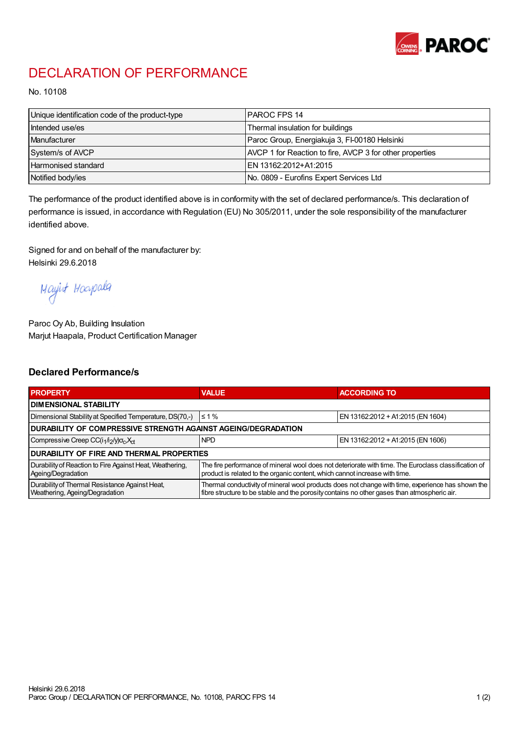# DECLARATION OF PERFORMANCE

No. 10108

| | |
|---|---|
| Unique identification code of the product-type | PAROC FPS 14 |
| Intended use/es | Thermal insulation for buildings |
| Manufacturer | Paroc Group, Energiakuja 3, FI-00180 Helsinki |
| System/s of AVCP | AVCP 1 for Reaction to fire, AVCP 3 for other properties |
| Harmonised standard | EN 13162:2012+A1:2015 |
| Notified body/ies | No. 0809 - Eurofins Expert Services Ltd |

The performance of the product identified above is in conformity with the set of declared performance/s. This declaration of performance is issued, in accordance with Regulation (EU) No 305/2011, under the sole responsibility of the manufacturer identified above.

Signed for and on behalf of the manufacturer by:
Helsinki 29.6.2018

Marjut Haapala

Paroc Oy Ab, Building Insulation
Marjut Haapala, Product Certification Manager

## Declared Performance/s

| PROPERTY | VALUE | ACCORDING TO |
|---|---|---|
| **DIMENSIONAL STABILITY** | | |
| Dimensional Stability at Specified Temperature, DS(70,-) | ≤ 1 % | EN 13162:2012 + A1:2015 (EN 1604) |
| **DURABILITY OF COMPRESSIVE STRENGTH AGAINST AGEING/DEGRADATION** | | |
| Compressive Creep $CC(i_1/i_2/y)\sigma_c X_{ct}$ | NPD | EN 13162:2012 + A1:2015 (EN 1606) |
| **DURABILITY OF FIRE AND THERMAL PROPERTIES** | | |
| Durability of Reaction to Fire Against Heat, Weathering, Ageing/Degradation | The fire performance of mineral wool does not deteriorate with time. The Euroclass classification of product is related to the organic content, which cannot increase with time. | |
| Durability of Thermal Resistance Against Heat, Weathering, Ageing/Degradation | Thermal conductivity of mineral wool products does not change with time, experience has shown the fibre structure to be stable and the porosity contains no other gases than atmospheric air. | |

Helsinki 29.6.2018
Paroc Group / DECLARATION OF PERFORMANCE, No. 10108, PAROC FPS 14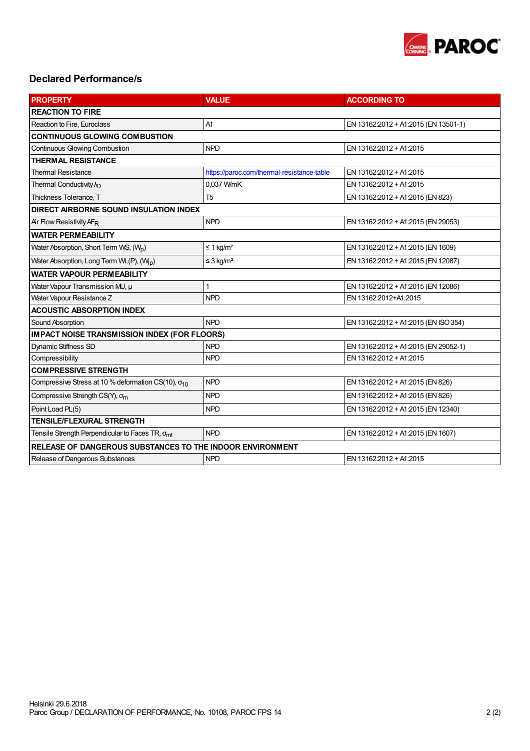## Declared Performance/s

| PROPERTY | VALUE | ACCORDING TO |
|---|---|---|
| **REACTION TO FIRE** | | |
| Reaction to Fire, Euroclass | A1 | EN 13162:2012 + A1:2015 (EN 13501-1) |
| **CONTINUOUS GLOWING COMBUSTION** | | |
| Continuous Glowing Combustion | NPD | EN 13162:2012 + A1:2015 |
| **THERMAL RESISTANCE** | | |
| Thermal Resistance | https://paroc.com/thermal-resistance-table | EN 13162:2012 + A1:2015 |
| Thermal Conductivity $\lambda_D$ | 0,037 W/mK | EN 13162:2012 + A1:2015 |
| Thickness Tolerance, T | T5 | EN 13162:2012 + A1:2015 (EN 823) |
| **DIRECT AIRBORNE SOUND INSULATION INDEX** | | |
| Air Flow Resistivity $AF_R$ | NPD | EN 13162:2012 + A1:2015 (EN 29053) |
| **WATER PERMEABILITY** | | |
| Water Absorption, Short Term WS, ($W_p$) | ≤ 1 kg/m² | EN 13162:2012 + A1:2015 (EN 1609) |
| Water Absorption, Long Term WL(P), ($W_{lp}$) | ≤ 3 kg/m² | EN 13162:2012 + A1:2015 (EN 12087) |
| **WATER VAPOUR PERMEABILITY** | | |
| Water Vapour Transmission MU, µ | 1 | EN 13162:2012 + A1:2015 (EN 12086) |
| Water Vapour Resistance Z | NPD | EN 13162:2012+A1:2015 |
| **ACOUSTIC ABSORPTION INDEX** | | |
| Sound Absorption | NPD | EN 13162:2012 + A1:2015 (EN ISO 354) |
| **IMPACT NOISE TRANSMISSION INDEX (FOR FLOORS)** | | |
| Dynamic Stiffness SD | NPD | EN 13162:2012 + A1:2015 (EN 29052-1) |
| Compressibility | NPD | EN 13162:2012 + A1:2015 |
| **COMPRESSIVE STRENGTH** | | |
| Compressive Stress at 10 % deformation CS(10), $\sigma_{10}$ | NPD | EN 13162:2012 + A1:2015 (EN 826) |
| Compressive Strength CS(Y), $\sigma_m$ | NPD | EN 13162:2012 + A1:2015 (EN 826) |
| Point Load PL(5) | NPD | EN 13162:2012 + A1:2015 (EN 12340) |
| **TENSILE/FLEXURAL STRENGTH** | | |
| Tensile Strength Perpendicular to Faces TR, $\sigma_{mt}$ | NPD | EN 13162:2012 + A1:2015 (EN 1607) |
| **RELEASE OF DANGEROUS SUBSTANCES TO THE INDOOR ENVIRONMENT** | | |
| Release of Dangerous Substances | NPD | EN 13162:2012 + A1:2015 |

Helsinki 29.6.2018
Paroc Group / DECLARATION OF PERFORMANCE, No. 10108, PAROC FPS 14